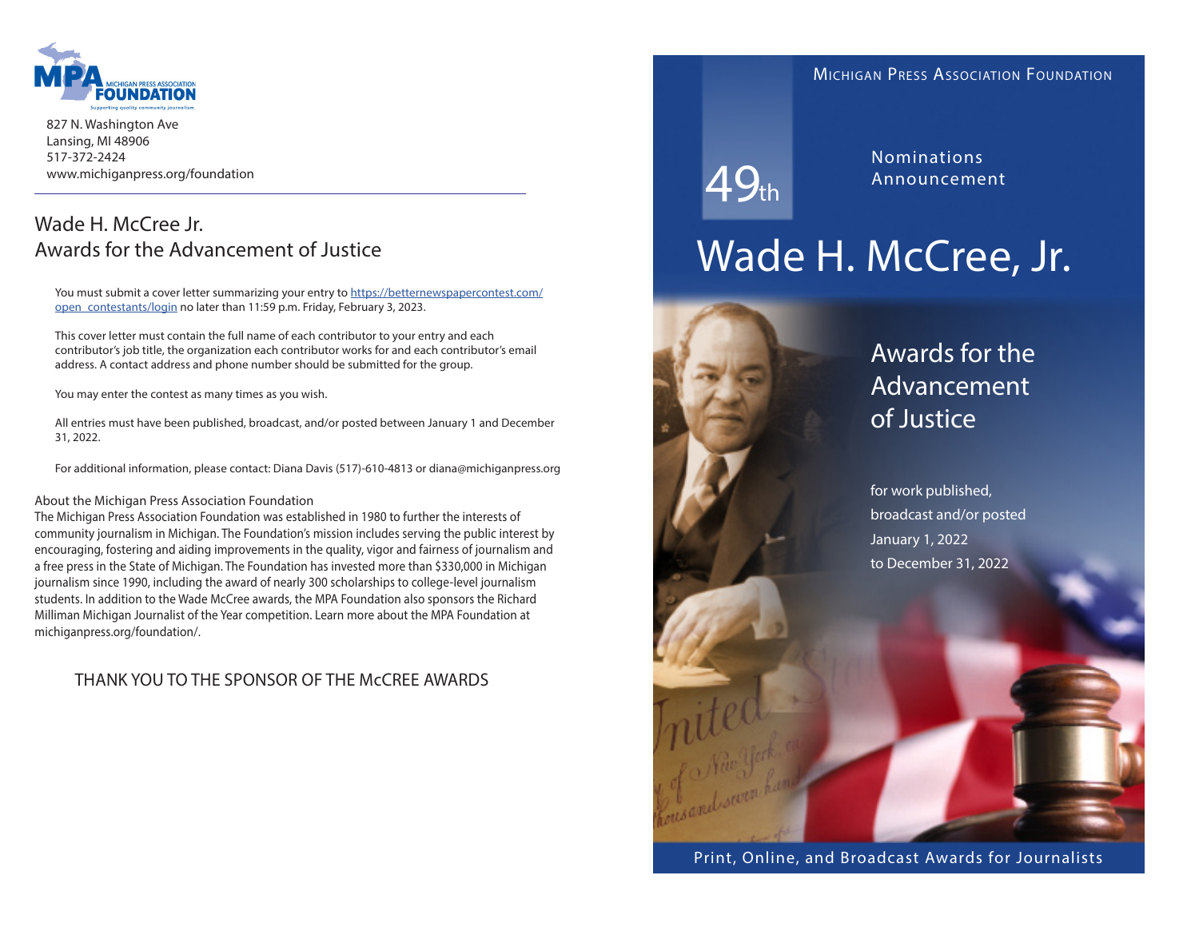MPA MICHIGAN PRESS ASSOCIATION FOUNDATION
Supporting quality community journalism.

827 N. Washington Ave
Lansing, MI 48906
517-372-2424
www.michiganpress.org/foundation

## Wade H. McCree Jr. Awards for the Advancement of Justice

You must submit a cover letter summarizing your entry to https://betternewspapercontest.com/open_contestants/login no later than 11:59 p.m. Friday, February 3, 2023.

This cover letter must contain the full name of each contributor to your entry and each contributor's job title, the organization each contributor works for and each contributor's email address. A contact address and phone number should be submitted for the group.

You may enter the contest as many times as you wish.

All entries must have been published, broadcast, and/or posted between January 1 and December 31, 2022.

For additional information, please contact: Diana Davis (517)-610-4813 or diana@michiganpress.org

### About the Michigan Press Association Foundation

The Michigan Press Association Foundation was established in 1980 to further the interests of community journalism in Michigan. The Foundation's mission includes serving the public interest by encouraging, fostering and aiding improvements in the quality, vigor and fairness of journalism and a free press in the State of Michigan. The Foundation has invested more than $330,000 in Michigan journalism since 1990, including the award of nearly 300 scholarships to college-level journalism students. In addition to the Wade McCree awards, the MPA Foundation also sponsors the Richard Milliman Michigan Journalist of the Year competition. Learn more about the MPA Foundation at michiganpress.org/foundation/.

THANK YOU TO THE SPONSOR OF THE McCREE AWARDS

MICHIGAN PRESS ASSOCIATION FOUNDATION

49th Nominations Announcement

# Wade H. McCree, Jr.

## Awards for the Advancement of Justice

for work published, broadcast and/or posted January 1, 2022 to December 31, 2022

Print, Online, and Broadcast Awards for Journalists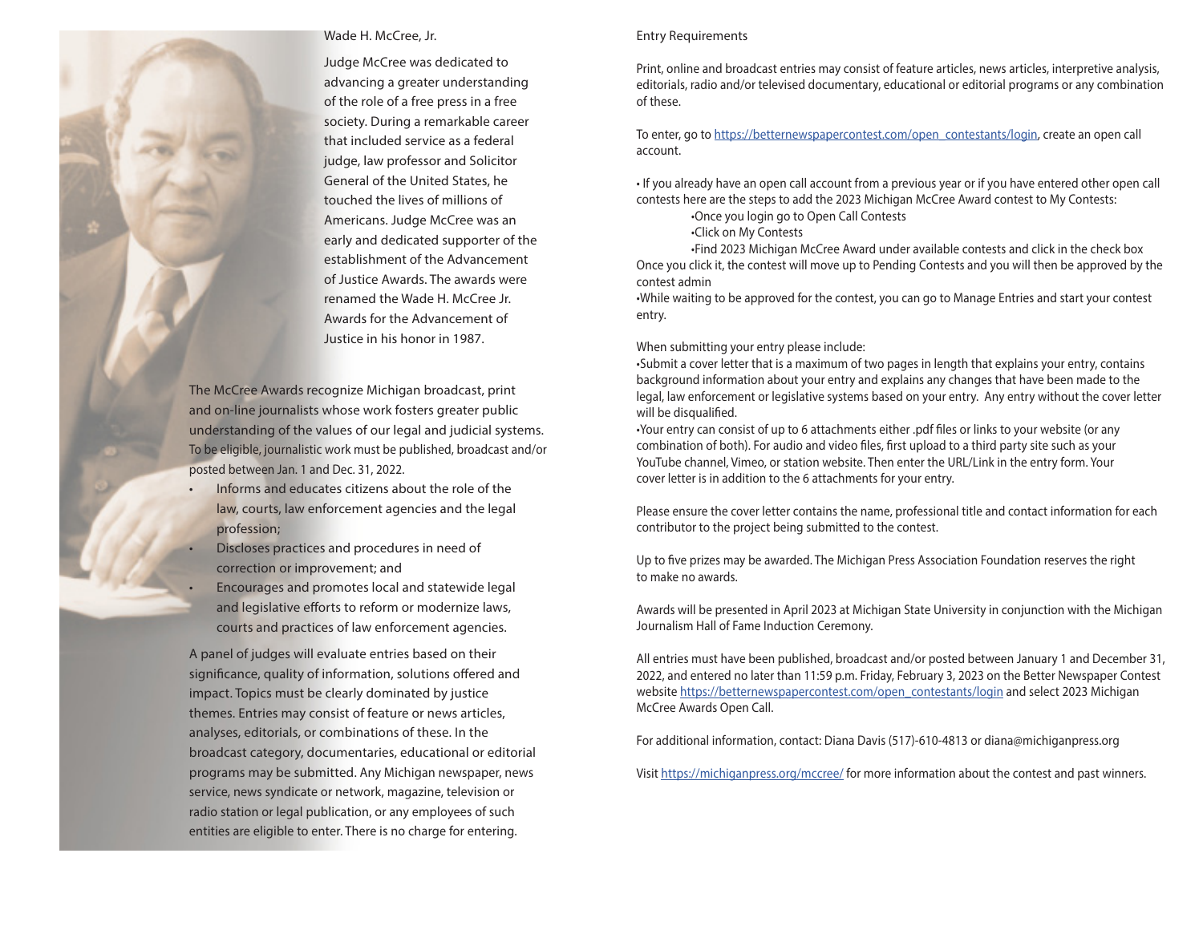## Wade H. McCree, Jr.

Judge McCree was dedicated to advancing a greater understanding of the role of a free press in a free society. During a remarkable career that included service as a federal judge, law professor and Solicitor General of the United States, he touched the lives of millions of Americans. Judge McCree was an early and dedicated supporter of the establishment of the Advancement of Justice Awards. The awards were renamed the Wade H. McCree Jr. Awards for the Advancement of Justice in his honor in 1987.

The McCree Awards recognize Michigan broadcast, print and on-line journalists whose work fosters greater public understanding of the values of our legal and judicial systems. To be eligible, journalistic work must be published, broadcast and/or posted between Jan. 1 and Dec. 31, 2022.

- Informs and educates citizens about the role of the law, courts, law enforcement agencies and the legal profession;
- Discloses practices and procedures in need of correction or improvement; and
- Encourages and promotes local and statewide legal and legislative efforts to reform or modernize laws, courts and practices of law enforcement agencies.

A panel of judges will evaluate entries based on their significance, quality of information, solutions offered and impact. Topics must be clearly dominated by justice themes. Entries may consist of feature or news articles, analyses, editorials, or combinations of these. In the broadcast category, documentaries, educational or editorial programs may be submitted. Any Michigan newspaper, news service, news syndicate or network, magazine, television or radio station or legal publication, or any employees of such entities are eligible to enter. There is no charge for entering.

## Entry Requirements

Print, online and broadcast entries may consist of feature articles, news articles, interpretive analysis, editorials, radio and/or televised documentary, educational or editorial programs or any combination of these.

To enter, go to https://betternewspapercontest.com/open_contestants/login, create an open call account.

• If you already have an open call account from a previous year or if you have entered other open call contests here are the steps to add the 2023 Michigan McCree Award contest to My Contests:

- Once you login go to Open Call Contests
- Click on My Contests
- Find 2023 Michigan McCree Award under available contests and click in the check box

Once you click it, the contest will move up to Pending Contests and you will then be approved by the contest admin

• While waiting to be approved for the contest, you can go to Manage Entries and start your contest entry.

When submitting your entry please include:

• Submit a cover letter that is a maximum of two pages in length that explains your entry, contains background information about your entry and explains any changes that have been made to the legal, law enforcement or legislative systems based on your entry. Any entry without the cover letter will be disqualified.

• Your entry can consist of up to 6 attachments either .pdf files or links to your website (or any combination of both). For audio and video files, first upload to a third party site such as your YouTube channel, Vimeo, or station website. Then enter the URL/Link in the entry form. Your cover letter is in addition to the 6 attachments for your entry.

Please ensure the cover letter contains the name, professional title and contact information for each contributor to the project being submitted to the contest.

Up to five prizes may be awarded. The Michigan Press Association Foundation reserves the right to make no awards.

Awards will be presented in April 2023 at Michigan State University in conjunction with the Michigan Journalism Hall of Fame Induction Ceremony.

All entries must have been published, broadcast and/or posted between January 1 and December 31, 2022, and entered no later than 11:59 p.m. Friday, February 3, 2023 on the Better Newspaper Contest website https://betternewspapercontest.com/open_contestants/login and select 2023 Michigan McCree Awards Open Call.

For additional information, contact: Diana Davis (517)-610-4813 or diana@michiganpress.org

Visit https://michiganpress.org/mccree/ for more information about the contest and past winners.